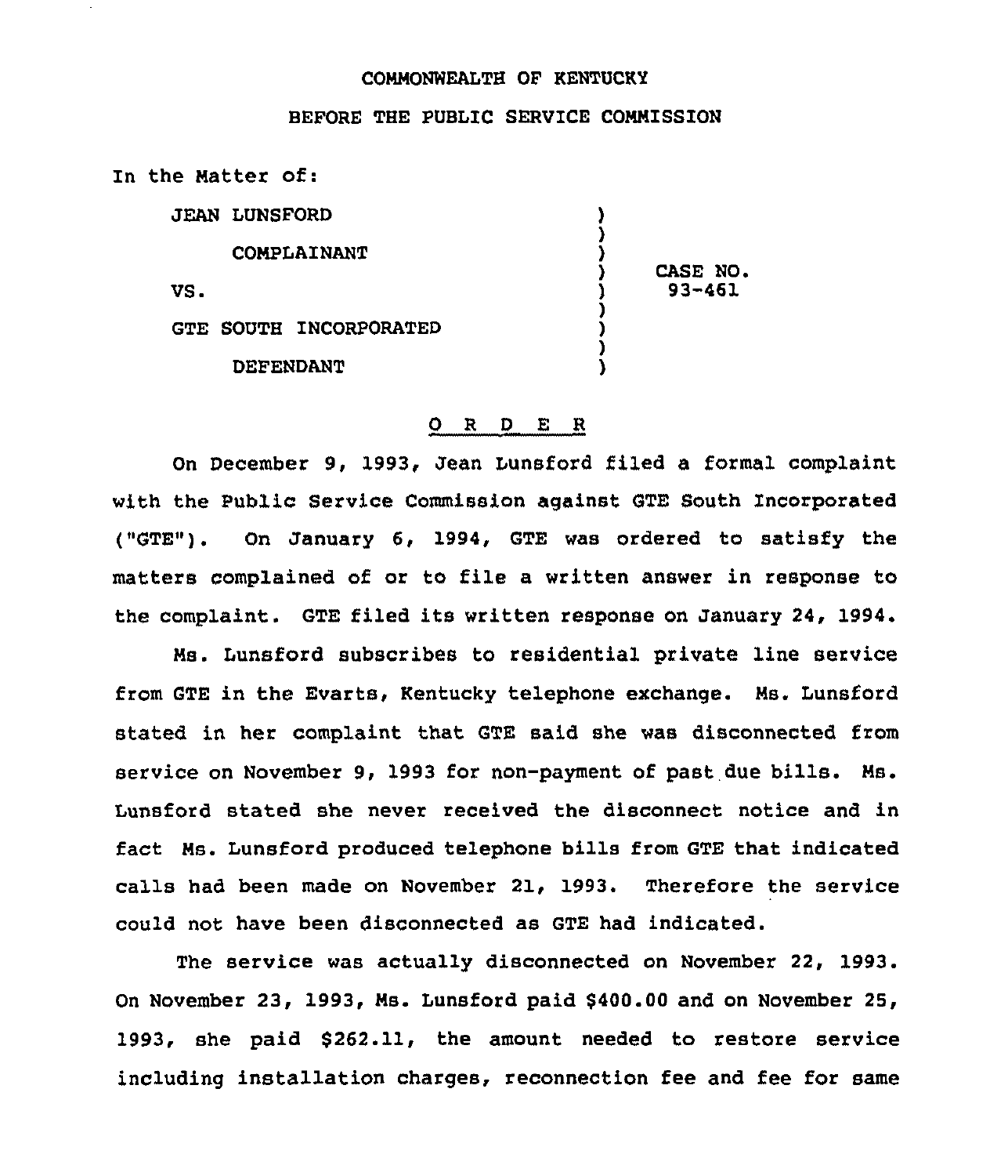COMMONWEALTH OF KENTUCKY

BEFORE THE PUBLIC SERVICE COMMISSION

In the Matter of:

| | | |
|---|---|---|
| JEAN LUNSFORD | ) | |
| COMPLAINANT | ) | |
| | ) | CASE NO. |
| VS. | ) | 93-461 |
| | ) | |
| GTE SOUTH INCORPORATED | ) | |
| DEFENDANT | ) | |

## O R D E R

On December 9, 1993, Jean Lunsford filed a formal complaint with the Public Service Commission against GTE South Incorporated ("GTE"). On January 6, 1994, GTE was ordered to satisfy the matters complained of or to file a written answer in response to the complaint. GTE filed its written response on January 24, 1994.

Ms. Lunsford subscribes to residential private line service from GTE in the Evarts, Kentucky telephone exchange. Ms. Lunsford stated in her complaint that GTE said she was disconnected from service on November 9, 1993 for non-payment of past due bills. Ms. Lunsford stated she never received the disconnect notice and in fact Ms. Lunsford produced telephone bills from GTE that indicated calls had been made on November 21, 1993. Therefore the service could not have been disconnected as GTE had indicated.

The service was actually disconnected on November 22, 1993. On November 23, 1993, Ms. Lunsford paid $400.00 and on November 25, 1993, she paid $262.11, the amount needed to restore service including installation charges, reconnection fee and fee for same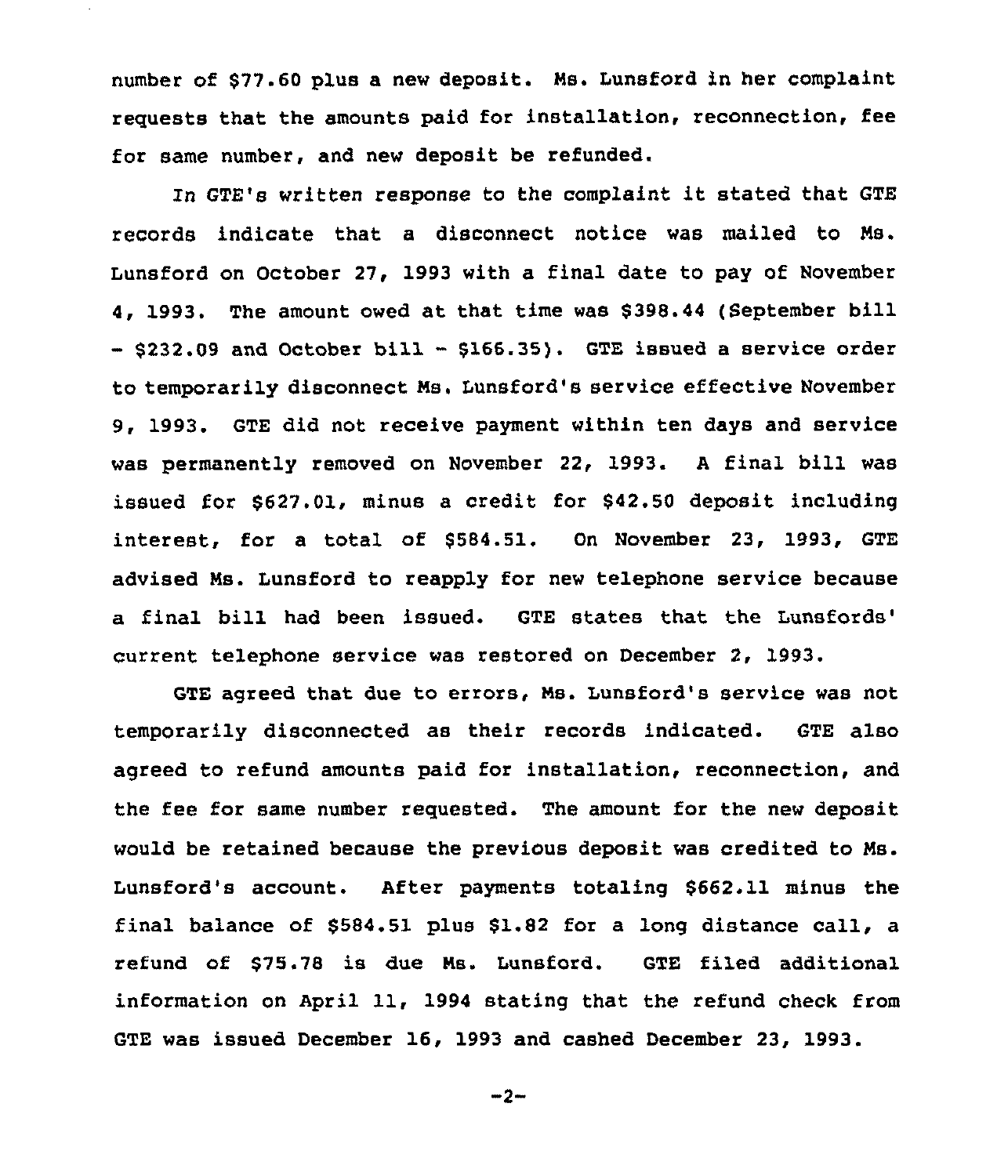number of $77.60 plus a new deposit. Ms. Lunsford in her complaint requests that the amounts paid for installation, reconnection, fee for same number, and new deposit be refunded.

In GTE's written response to the complaint it stated that GTE records indicate that a disconnect notice was mailed to Ms. Lunsford on October 27, 1993 with a final date to pay of November 4, 1993. The amount owed at that time was $398.44 (September bill - $232.09 and October bill - $166.35). GTE issued a service order to temporarily disconnect Ms. Lunsford's service effective November 9, 1993. GTE did not receive payment within ten days and service was permanently removed on November 22, 1993. A final bill was issued for $627.01, minus a credit for $42.50 deposit including interest, for a total of $584.51. On November 23, 1993, GTE advised Ms. Lunsford to reapply for new telephone service because a final bill had been issued. GTE states that the Lunsfords' current telephone service was restored on December 2, 1993.

GTE agreed that due to errors, Ms. Lunsford's service was not temporarily disconnected as their records indicated. GTE also agreed to refund amounts paid for installation, reconnection, and the fee for same number requested. The amount for the new deposit would be retained because the previous deposit was credited to Ms. Lunsford's account. After payments totaling $662.11 minus the final balance of $584.51 plus $1.82 for a long distance call, a refund of $75.78 is due Ms. Lunsford. GTE filed additional information on April 11, 1994 stating that the refund check from GTE was issued December 16, 1993 and cashed December 23, 1993.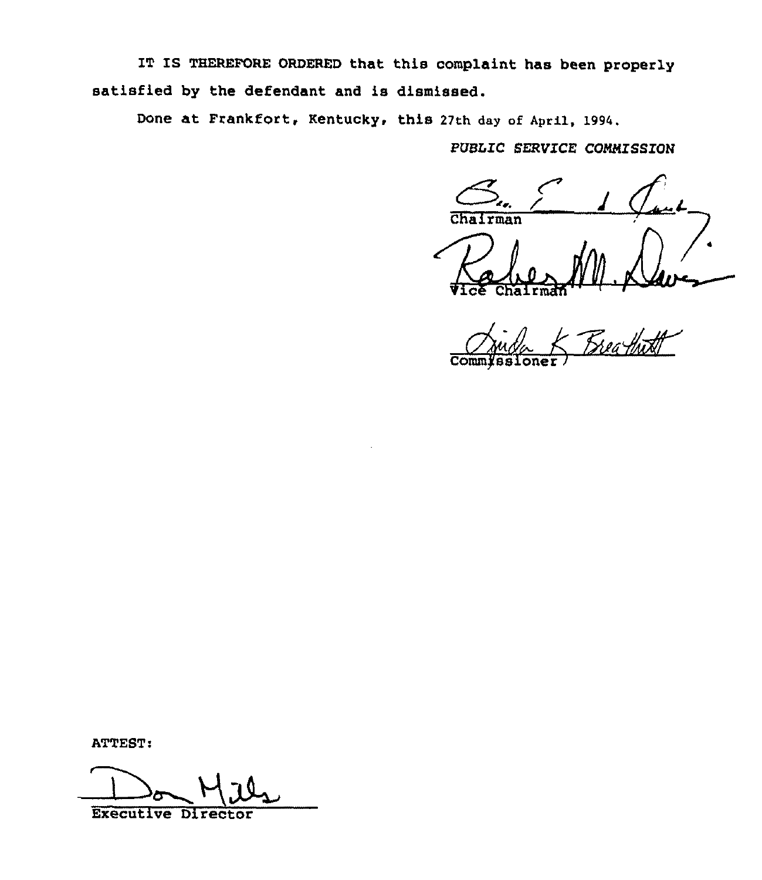IT IS THEREFORE ORDERED that this complaint has been properly satisfied by the defendant and is dismissed.

Done at Frankfort, Kentucky, this 27th day of April, 1994.

*PUBLIC SERVICE COMMISSION*

Chairman

Vice Chairman

Commissioner

ATTEST:

Executive Director